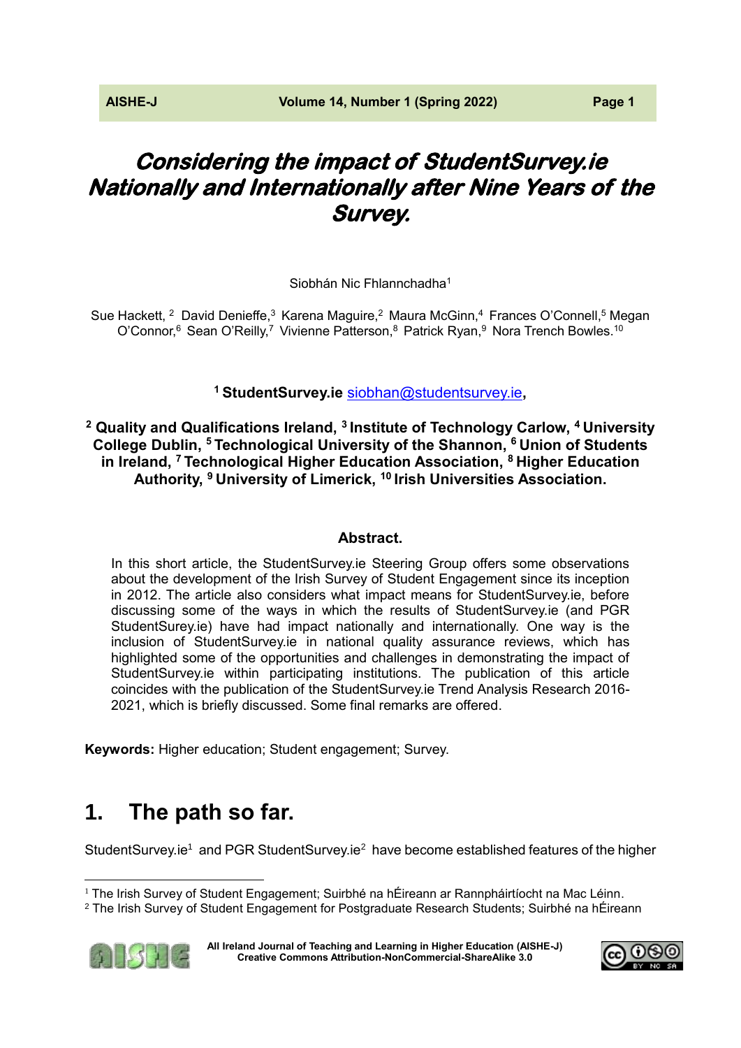# *Considering the impact of StudentSurvey.ie Nationally and Internationally after Nine Years of the Survey.*

Siobhán Nic Fhlannchadha[1]

Sue Hackett, [2] David Denieffe,[3] Karena Maguire,[2] Maura McGinn,[4] Frances O'Connell,[5] Megan O'Connor,[6] Sean O'Reilly,[7] Vivienne Patterson,[8] Patrick Ryan,[9] Nora Trench Bowles.[10]

**[1] StudentSurvey.ie** siobhan@studentsurvey.ie**,**

**[2] Quality and Qualifications Ireland, [3] Institute of Technology Carlow, [4] University College Dublin, [5] Technological University of the Shannon, [6] Union of Students in Ireland, [7] Technological Higher Education Association, [8] Higher Education Authority, [9] University of Limerick, [10] Irish Universities Association.**

### Abstract.

In this short article, the StudentSurvey.ie Steering Group offers some observations about the development of the Irish Survey of Student Engagement since its inception in 2012. The article also considers what impact means for StudentSurvey.ie, before discussing some of the ways in which the results of StudentSurvey.ie (and PGR StudentSurey.ie) have had impact nationally and internationally. One way is the inclusion of StudentSurvey.ie in national quality assurance reviews, which has highlighted some of the opportunities and challenges in demonstrating the impact of StudentSurvey.ie within participating institutions. The publication of this article coincides with the publication of the StudentSurvey.ie Trend Analysis Research 2016-2021, which is briefly discussed. Some final remarks are offered.

**Keywords:** Higher education; Student engagement; Survey.

## 1. The path so far.

StudentSurvey.ie[1] and PGR StudentSurvey.ie[2] have become established features of the higher

[1] The Irish Survey of Student Engagement; Suirbhé na hÉireann ar Rannpháirtíocht na Mac Léinn.

[2] The Irish Survey of Student Engagement for Postgraduate Research Students; Suirbhé na hÉireann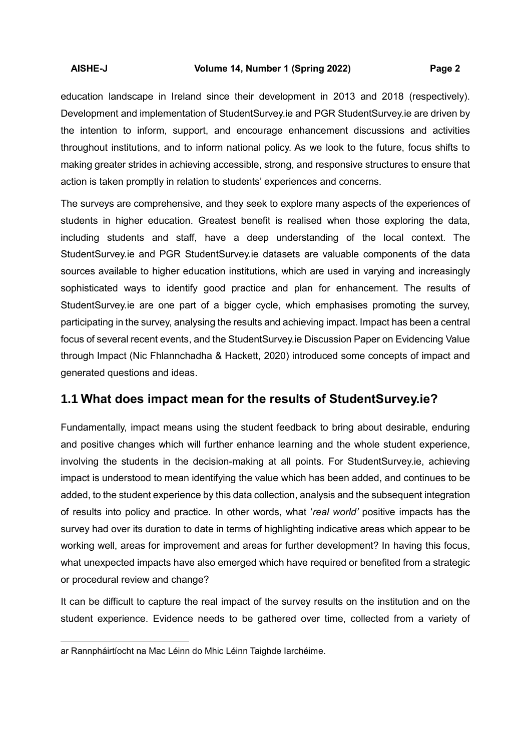education landscape in Ireland since their development in 2013 and 2018 (respectively). Development and implementation of StudentSurvey.ie and PGR StudentSurvey.ie are driven by the intention to inform, support, and encourage enhancement discussions and activities throughout institutions, and to inform national policy. As we look to the future, focus shifts to making greater strides in achieving accessible, strong, and responsive structures to ensure that action is taken promptly in relation to students' experiences and concerns.

The surveys are comprehensive, and they seek to explore many aspects of the experiences of students in higher education. Greatest benefit is realised when those exploring the data, including students and staff, have a deep understanding of the local context. The StudentSurvey.ie and PGR StudentSurvey.ie datasets are valuable components of the data sources available to higher education institutions, which are used in varying and increasingly sophisticated ways to identify good practice and plan for enhancement. The results of StudentSurvey.ie are one part of a bigger cycle, which emphasises promoting the survey, participating in the survey, analysing the results and achieving impact. Impact has been a central focus of several recent events, and the StudentSurvey.ie Discussion Paper on Evidencing Value through Impact (Nic Fhlannchadha & Hackett, 2020) introduced some concepts of impact and generated questions and ideas.

## 1.1 What does impact mean for the results of StudentSurvey.ie?

Fundamentally, impact means using the student feedback to bring about desirable, enduring and positive changes which will further enhance learning and the whole student experience, involving the students in the decision-making at all points. For StudentSurvey.ie, achieving impact is understood to mean identifying the value which has been added, and continues to be added, to the student experience by this data collection, analysis and the subsequent integration of results into policy and practice. In other words, what '*real world'* positive impacts has the survey had over its duration to date in terms of highlighting indicative areas which appear to be working well, areas for improvement and areas for further development? In having this focus, what unexpected impacts have also emerged which have required or benefited from a strategic or procedural review and change?

It can be difficult to capture the real impact of the survey results on the institution and on the student experience. Evidence needs to be gathered over time, collected from a variety of

---

ar Rannpháirtíocht na Mac Léinn do Mhic Léinn Taighde Iarchéime.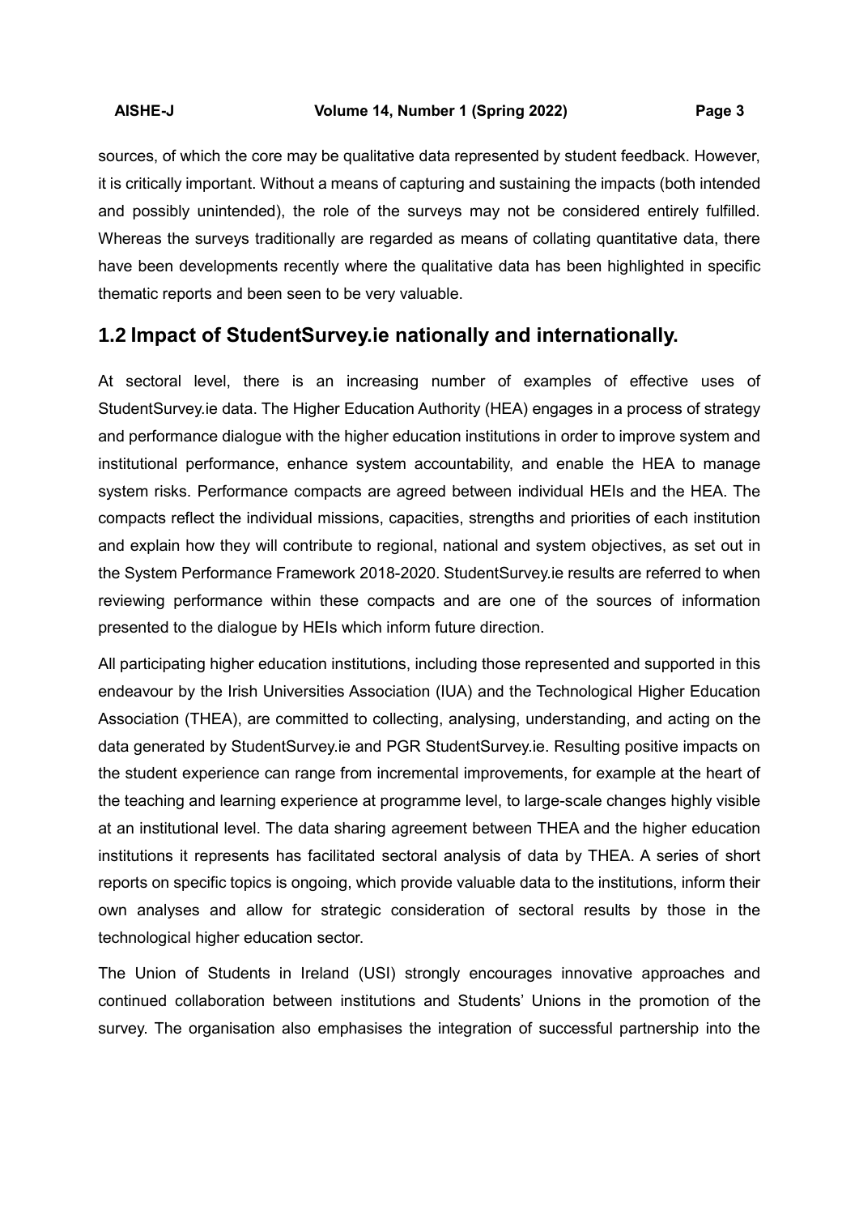sources, of which the core may be qualitative data represented by student feedback. However, it is critically important. Without a means of capturing and sustaining the impacts (both intended and possibly unintended), the role of the surveys may not be considered entirely fulfilled. Whereas the surveys traditionally are regarded as means of collating quantitative data, there have been developments recently where the qualitative data has been highlighted in specific thematic reports and been seen to be very valuable.

## 1.2 Impact of StudentSurvey.ie nationally and internationally.

At sectoral level, there is an increasing number of examples of effective uses of StudentSurvey.ie data. The Higher Education Authority (HEA) engages in a process of strategy and performance dialogue with the higher education institutions in order to improve system and institutional performance, enhance system accountability, and enable the HEA to manage system risks. Performance compacts are agreed between individual HEIs and the HEA. The compacts reflect the individual missions, capacities, strengths and priorities of each institution and explain how they will contribute to regional, national and system objectives, as set out in the System Performance Framework 2018-2020. StudentSurvey.ie results are referred to when reviewing performance within these compacts and are one of the sources of information presented to the dialogue by HEIs which inform future direction.

All participating higher education institutions, including those represented and supported in this endeavour by the Irish Universities Association (IUA) and the Technological Higher Education Association (THEA), are committed to collecting, analysing, understanding, and acting on the data generated by StudentSurvey.ie and PGR StudentSurvey.ie. Resulting positive impacts on the student experience can range from incremental improvements, for example at the heart of the teaching and learning experience at programme level, to large-scale changes highly visible at an institutional level. The data sharing agreement between THEA and the higher education institutions it represents has facilitated sectoral analysis of data by THEA. A series of short reports on specific topics is ongoing, which provide valuable data to the institutions, inform their own analyses and allow for strategic consideration of sectoral results by those in the technological higher education sector.

The Union of Students in Ireland (USI) strongly encourages innovative approaches and continued collaboration between institutions and Students' Unions in the promotion of the survey. The organisation also emphasises the integration of successful partnership into the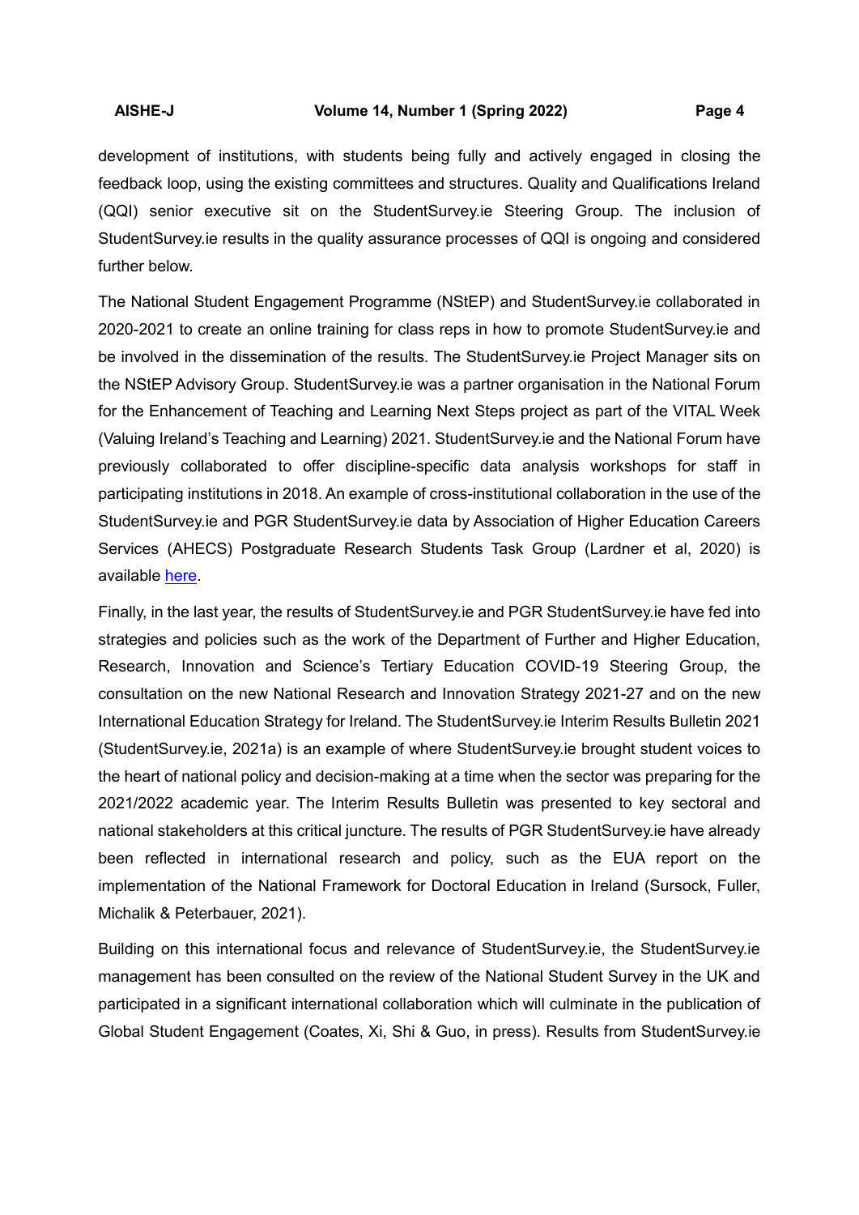development of institutions, with students being fully and actively engaged in closing the feedback loop, using the existing committees and structures. Quality and Qualifications Ireland (QQI) senior executive sit on the StudentSurvey.ie Steering Group. The inclusion of StudentSurvey.ie results in the quality assurance processes of QQI is ongoing and considered further below.

The National Student Engagement Programme (NStEP) and StudentSurvey.ie collaborated in 2020-2021 to create an online training for class reps in how to promote StudentSurvey.ie and be involved in the dissemination of the results. The StudentSurvey.ie Project Manager sits on the NStEP Advisory Group. StudentSurvey.ie was a partner organisation in the National Forum for the Enhancement of Teaching and Learning Next Steps project as part of the VITAL Week (Valuing Ireland's Teaching and Learning) 2021. StudentSurvey.ie and the National Forum have previously collaborated to offer discipline-specific data analysis workshops for staff in participating institutions in 2018. An example of cross-institutional collaboration in the use of the StudentSurvey.ie and PGR StudentSurvey.ie data by Association of Higher Education Careers Services (AHECS) Postgraduate Research Students Task Group (Lardner et al, 2020) is available here.

Finally, in the last year, the results of StudentSurvey.ie and PGR StudentSurvey.ie have fed into strategies and policies such as the work of the Department of Further and Higher Education, Research, Innovation and Science's Tertiary Education COVID-19 Steering Group, the consultation on the new National Research and Innovation Strategy 2021-27 and on the new International Education Strategy for Ireland. The StudentSurvey.ie Interim Results Bulletin 2021 (StudentSurvey.ie, 2021a) is an example of where StudentSurvey.ie brought student voices to the heart of national policy and decision-making at a time when the sector was preparing for the 2021/2022 academic year. The Interim Results Bulletin was presented to key sectoral and national stakeholders at this critical juncture. The results of PGR StudentSurvey.ie have already been reflected in international research and policy, such as the EUA report on the implementation of the National Framework for Doctoral Education in Ireland (Sursock, Fuller, Michalik & Peterbauer, 2021).

Building on this international focus and relevance of StudentSurvey.ie, the StudentSurvey.ie management has been consulted on the review of the National Student Survey in the UK and participated in a significant international collaboration which will culminate in the publication of Global Student Engagement (Coates, Xi, Shi & Guo, in press). Results from StudentSurvey.ie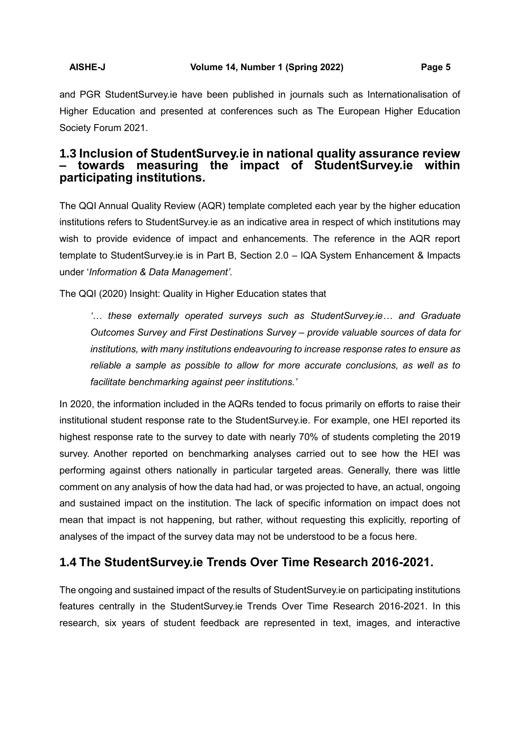and PGR StudentSurvey.ie have been published in journals such as Internationalisation of Higher Education and presented at conferences such as The European Higher Education Society Forum 2021.

## 1.3 Inclusion of StudentSurvey.ie in national quality assurance review – towards measuring the impact of StudentSurvey.ie within participating institutions.

The QQI Annual Quality Review (AQR) template completed each year by the higher education institutions refers to StudentSurvey.ie as an indicative area in respect of which institutions may wish to provide evidence of impact and enhancements. The reference in the AQR report template to StudentSurvey.ie is in Part B, Section 2.0 – IQA System Enhancement & Impacts under '*Information & Data Management'*.

The QQI (2020) Insight: Quality in Higher Education states that

> *'… these externally operated surveys such as StudentSurvey.ie… and Graduate Outcomes Survey and First Destinations Survey – provide valuable sources of data for institutions, with many institutions endeavouring to increase response rates to ensure as reliable a sample as possible to allow for more accurate conclusions, as well as to facilitate benchmarking against peer institutions.'*

In 2020, the information included in the AQRs tended to focus primarily on efforts to raise their institutional student response rate to the StudentSurvey.ie. For example, one HEI reported its highest response rate to the survey to date with nearly 70% of students completing the 2019 survey. Another reported on benchmarking analyses carried out to see how the HEI was performing against others nationally in particular targeted areas. Generally, there was little comment on any analysis of how the data had had, or was projected to have, an actual, ongoing and sustained impact on the institution. The lack of specific information on impact does not mean that impact is not happening, but rather, without requesting this explicitly, reporting of analyses of the impact of the survey data may not be understood to be a focus here.

## 1.4 The StudentSurvey.ie Trends Over Time Research 2016-2021.

The ongoing and sustained impact of the results of StudentSurvey.ie on participating institutions features centrally in the StudentSurvey.ie Trends Over Time Research 2016-2021. In this research, six years of student feedback are represented in text, images, and interactive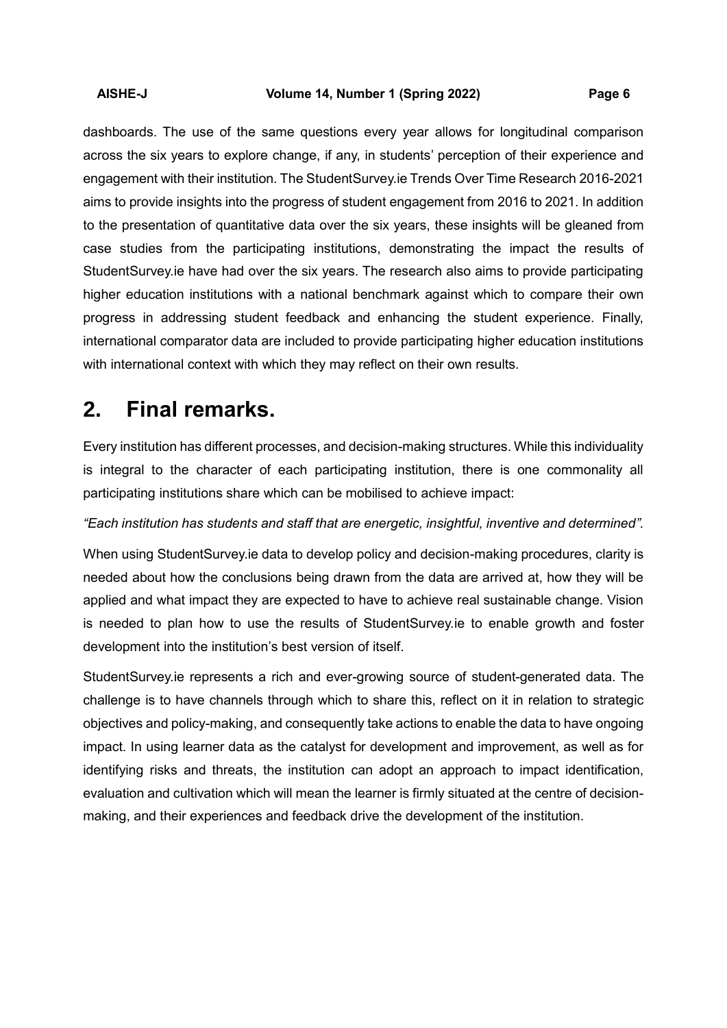dashboards. The use of the same questions every year allows for longitudinal comparison across the six years to explore change, if any, in students' perception of their experience and engagement with their institution. The StudentSurvey.ie Trends Over Time Research 2016-2021 aims to provide insights into the progress of student engagement from 2016 to 2021. In addition to the presentation of quantitative data over the six years, these insights will be gleaned from case studies from the participating institutions, demonstrating the impact the results of StudentSurvey.ie have had over the six years. The research also aims to provide participating higher education institutions with a national benchmark against which to compare their own progress in addressing student feedback and enhancing the student experience. Finally, international comparator data are included to provide participating higher education institutions with international context with which they may reflect on their own results.

# 2. Final remarks.

Every institution has different processes, and decision-making structures. While this individuality is integral to the character of each participating institution, there is one commonality all participating institutions share which can be mobilised to achieve impact:

*"Each institution has students and staff that are energetic, insightful, inventive and determined".*

When using StudentSurvey.ie data to develop policy and decision-making procedures, clarity is needed about how the conclusions being drawn from the data are arrived at, how they will be applied and what impact they are expected to have to achieve real sustainable change. Vision is needed to plan how to use the results of StudentSurvey.ie to enable growth and foster development into the institution's best version of itself.

StudentSurvey.ie represents a rich and ever-growing source of student-generated data. The challenge is to have channels through which to share this, reflect on it in relation to strategic objectives and policy-making, and consequently take actions to enable the data to have ongoing impact. In using learner data as the catalyst for development and improvement, as well as for identifying risks and threats, the institution can adopt an approach to impact identification, evaluation and cultivation which will mean the learner is firmly situated at the centre of decision-making, and their experiences and feedback drive the development of the institution.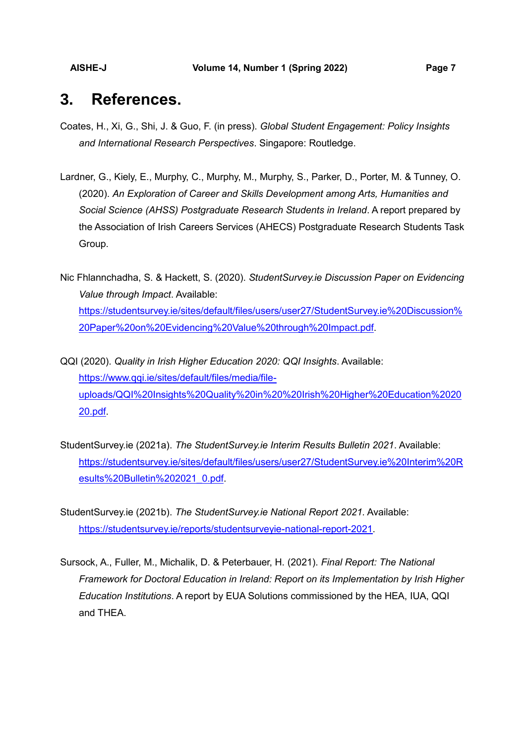## 3. References.

Coates, H., Xi, G., Shi, J. & Guo, F. (in press). *Global Student Engagement: Policy Insights and International Research Perspectives*. Singapore: Routledge.

Lardner, G., Kiely, E., Murphy, C., Murphy, M., Murphy, S., Parker, D., Porter, M. & Tunney, O. (2020). *An Exploration of Career and Skills Development among Arts, Humanities and Social Science (AHSS) Postgraduate Research Students in Ireland*. A report prepared by the Association of Irish Careers Services (AHECS) Postgraduate Research Students Task Group.

Nic Fhlannchadha, S. & Hackett, S. (2020). *StudentSurvey.ie Discussion Paper on Evidencing Value through Impact*. Available: [https://studentsurvey.ie/sites/default/files/users/user27/StudentSurvey.ie%20Discussion%20Paper%20on%20Evidencing%20Value%20through%20Impact.pdf](https://studentsurvey.ie/sites/default/files/users/user27/StudentSurvey.ie%20Discussion%20Paper%20on%20Evidencing%20Value%20through%20Impact.pdf).

QQI (2020). *Quality in Irish Higher Education 2020: QQI Insights*. Available: [https://www.qqi.ie/sites/default/files/media/file-uploads/QQI%20Insights%20Quality%20in%20%20Irish%20Higher%20Education%202020.pdf](https://www.qqi.ie/sites/default/files/media/file-uploads/QQI%20Insights%20Quality%20in%20%20Irish%20Higher%20Education%202020.pdf).

StudentSurvey.ie (2021a). *The StudentSurvey.ie Interim Results Bulletin 2021*. Available: [https://studentsurvey.ie/sites/default/files/users/user27/StudentSurvey.ie%20Interim%20Results%20Bulletin%202021_0.pdf](https://studentsurvey.ie/sites/default/files/users/user27/StudentSurvey.ie%20Interim%20Results%20Bulletin%202021_0.pdf).

StudentSurvey.ie (2021b). *The StudentSurvey.ie National Report 2021.* Available: [https://studentsurvey.ie/reports/studentsurveyie-national-report-2021](https://studentsurvey.ie/reports/studentsurveyie-national-report-2021).

Sursock, A., Fuller, M., Michalik, D. & Peterbauer, H. (2021). *Final Report: The National Framework for Doctoral Education in Ireland: Report on its Implementation by Irish Higher Education Institutions*. A report by EUA Solutions commissioned by the HEA, IUA, QQI and THEA.